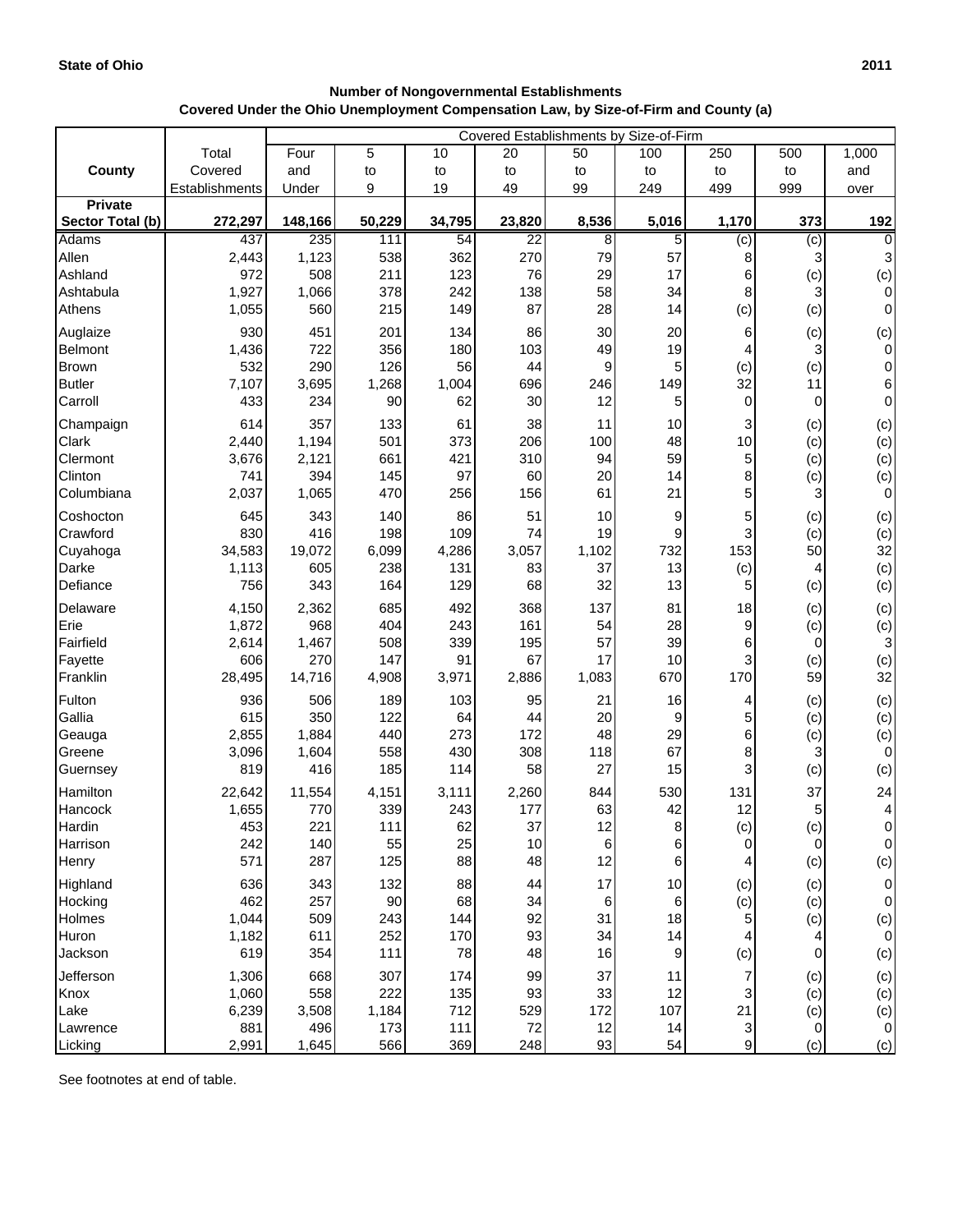**State of Ohio** | **2011**

### Number of Nongovernmental Establishments
### Covered Under the Ohio Unemployment Compensation Law, by Size-of-Firm and County (a)

| County | Total Covered Establishments | Covered Establishments by Size-of-Firm | | | | | | | | |
|---|---|---|---|---|---|---|---|---|---|---|
| | | Four and Under | 5 to 9 | 10 to 19 | 20 to 49 | 50 to 99 | 100 to 249 | 250 to 499 | 500 to 999 | 1,000 and over |
| **Private Sector Total (b)** | **272,297** | **148,166** | **50,229** | **34,795** | **23,820** | **8,536** | **5,016** | **1,170** | **373** | **192** |
| Adams | 437 | 235 | 111 | 54 | 22 | 8 | 5 | (c) | (c) | 0 |
| Allen | 2,443 | 1,123 | 538 | 362 | 270 | 79 | 57 | 8 | 3 | 3 |
| Ashland | 972 | 508 | 211 | 123 | 76 | 29 | 17 | 6 | (c) | (c) |
| Ashtabula | 1,927 | 1,066 | 378 | 242 | 138 | 58 | 34 | 8 | 3 | 0 |
| Athens | 1,055 | 560 | 215 | 149 | 87 | 28 | 14 | (c) | (c) | 0 |
| Auglaize | 930 | 451 | 201 | 134 | 86 | 30 | 20 | 6 | (c) | (c) |
| Belmont | 1,436 | 722 | 356 | 180 | 103 | 49 | 19 | 4 | 3 | 0 |
| Brown | 532 | 290 | 126 | 56 | 44 | 9 | 5 | (c) | (c) | 0 |
| Butler | 7,107 | 3,695 | 1,268 | 1,004 | 696 | 246 | 149 | 32 | 11 | 6 |
| Carroll | 433 | 234 | 90 | 62 | 30 | 12 | 5 | 0 | 0 | 0 |
| Champaign | 614 | 357 | 133 | 61 | 38 | 11 | 10 | 3 | (c) | (c) |
| Clark | 2,440 | 1,194 | 501 | 373 | 206 | 100 | 48 | 10 | (c) | (c) |
| Clermont | 3,676 | 2,121 | 661 | 421 | 310 | 94 | 59 | 5 | (c) | (c) |
| Clinton | 741 | 394 | 145 | 97 | 60 | 20 | 14 | 8 | (c) | (c) |
| Columbiana | 2,037 | 1,065 | 470 | 256 | 156 | 61 | 21 | 5 | 3 | 0 |
| Coshocton | 645 | 343 | 140 | 86 | 51 | 10 | 9 | 5 | (c) | (c) |
| Crawford | 830 | 416 | 198 | 109 | 74 | 19 | 9 | 3 | (c) | (c) |
| Cuyahoga | 34,583 | 19,072 | 6,099 | 4,286 | 3,057 | 1,102 | 732 | 153 | 50 | 32 |
| Darke | 1,113 | 605 | 238 | 131 | 83 | 37 | 13 | (c) | 4 | (c) |
| Defiance | 756 | 343 | 164 | 129 | 68 | 32 | 13 | 5 | (c) | (c) |
| Delaware | 4,150 | 2,362 | 685 | 492 | 368 | 137 | 81 | 18 | (c) | (c) |
| Erie | 1,872 | 968 | 404 | 243 | 161 | 54 | 28 | 9 | (c) | (c) |
| Fairfield | 2,614 | 1,467 | 508 | 339 | 195 | 57 | 39 | 6 | 0 | 3 |
| Fayette | 606 | 270 | 147 | 91 | 67 | 17 | 10 | 3 | (c) | (c) |
| Franklin | 28,495 | 14,716 | 4,908 | 3,971 | 2,886 | 1,083 | 670 | 170 | 59 | 32 |
| Fulton | 936 | 506 | 189 | 103 | 95 | 21 | 16 | 4 | (c) | (c) |
| Gallia | 615 | 350 | 122 | 64 | 44 | 20 | 9 | 5 | (c) | (c) |
| Geauga | 2,855 | 1,884 | 440 | 273 | 172 | 48 | 29 | 6 | (c) | (c) |
| Greene | 3,096 | 1,604 | 558 | 430 | 308 | 118 | 67 | 8 | 3 | 0 |
| Guernsey | 819 | 416 | 185 | 114 | 58 | 27 | 15 | 3 | (c) | (c) |
| Hamilton | 22,642 | 11,554 | 4,151 | 3,111 | 2,260 | 844 | 530 | 131 | 37 | 24 |
| Hancock | 1,655 | 770 | 339 | 243 | 177 | 63 | 42 | 12 | 5 | 4 |
| Hardin | 453 | 221 | 111 | 62 | 37 | 12 | 8 | (c) | (c) | 0 |
| Harrison | 242 | 140 | 55 | 25 | 10 | 6 | 6 | 0 | 0 | 0 |
| Henry | 571 | 287 | 125 | 88 | 48 | 12 | 6 | 4 | (c) | (c) |
| Highland | 636 | 343 | 132 | 88 | 44 | 17 | 10 | (c) | (c) | 0 |
| Hocking | 462 | 257 | 90 | 68 | 34 | 6 | 6 | (c) | (c) | 0 |
| Holmes | 1,044 | 509 | 243 | 144 | 92 | 31 | 18 | 5 | (c) | (c) |
| Huron | 1,182 | 611 | 252 | 170 | 93 | 34 | 14 | 4 | 4 | 0 |
| Jackson | 619 | 354 | 111 | 78 | 48 | 16 | 9 | (c) | 0 | (c) |
| Jefferson | 1,306 | 668 | 307 | 174 | 99 | 37 | 11 | 7 | (c) | (c) |
| Knox | 1,060 | 558 | 222 | 135 | 93 | 33 | 12 | 3 | (c) | (c) |
| Lake | 6,239 | 3,508 | 1,184 | 712 | 529 | 172 | 107 | 21 | (c) | (c) |
| Lawrence | 881 | 496 | 173 | 111 | 72 | 12 | 14 | 3 | 0 | 0 |
| Licking | 2,991 | 1,645 | 566 | 369 | 248 | 93 | 54 | 9 | (c) | (c) |

See footnotes at end of table.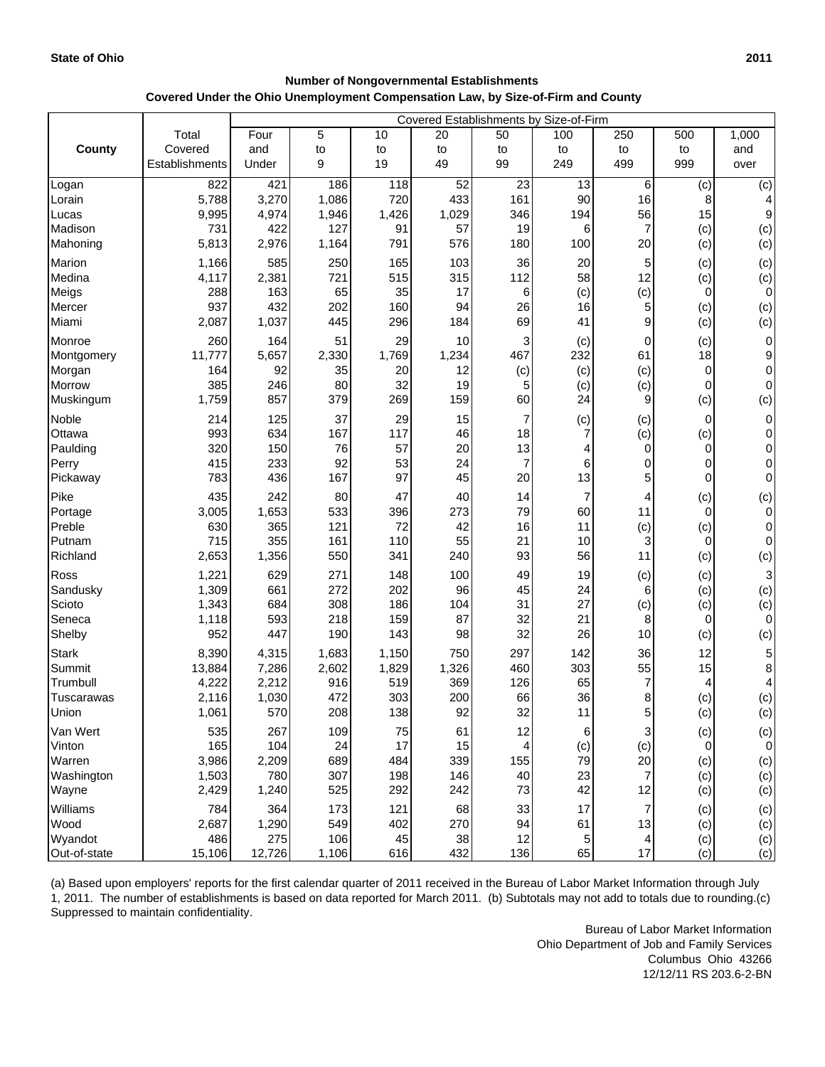**State of Ohio** **2011**

**Number of Nongovernmental Establishments**
**Covered Under the Ohio Unemployment Compensation Law, by Size-of-Firm and County**

| County | Total Covered Establishments | Covered Establishments by Size-of-Firm | | | | | | | | |
|---|---|---|---|---|---|---|---|---|---|---|
| | | Four and Under | 5 to 9 | 10 to 19 | 20 to 49 | 50 to 99 | 100 to 249 | 250 to 499 | 500 to 999 | 1,000 and over |
| Logan | 822 | 421 | 186 | 118 | 52 | 23 | 13 | 6 | (c) | (c) |
| Lorain | 5,788 | 3,270 | 1,086 | 720 | 433 | 161 | 90 | 16 | 8 | 4 |
| Lucas | 9,995 | 4,974 | 1,946 | 1,426 | 1,029 | 346 | 194 | 56 | 15 | 9 |
| Madison | 731 | 422 | 127 | 91 | 57 | 19 | 6 | 7 | (c) | (c) |
| Mahoning | 5,813 | 2,976 | 1,164 | 791 | 576 | 180 | 100 | 20 | (c) | (c) |
| Marion | 1,166 | 585 | 250 | 165 | 103 | 36 | 20 | 5 | (c) | (c) |
| Medina | 4,117 | 2,381 | 721 | 515 | 315 | 112 | 58 | 12 | (c) | (c) |
| Meigs | 288 | 163 | 65 | 35 | 17 | 6 | (c) | (c) | 0 | 0 |
| Mercer | 937 | 432 | 202 | 160 | 94 | 26 | 16 | 5 | (c) | (c) |
| Miami | 2,087 | 1,037 | 445 | 296 | 184 | 69 | 41 | 9 | (c) | (c) |
| Monroe | 260 | 164 | 51 | 29 | 10 | 3 | (c) | 0 | (c) | 0 |
| Montgomery | 11,777 | 5,657 | 2,330 | 1,769 | 1,234 | 467 | 232 | 61 | 18 | 9 |
| Morgan | 164 | 92 | 35 | 20 | 12 | (c) | (c) | (c) | 0 | 0 |
| Morrow | 385 | 246 | 80 | 32 | 19 | 5 | (c) | (c) | 0 | 0 |
| Muskingum | 1,759 | 857 | 379 | 269 | 159 | 60 | 24 | 9 | (c) | (c) |
| Noble | 214 | 125 | 37 | 29 | 15 | 7 | (c) | (c) | 0 | 0 |
| Ottawa | 993 | 634 | 167 | 117 | 46 | 18 | 7 | (c) | (c) | 0 |
| Paulding | 320 | 150 | 76 | 57 | 20 | 13 | 4 | 0 | 0 | 0 |
| Perry | 415 | 233 | 92 | 53 | 24 | 7 | 6 | 0 | 0 | 0 |
| Pickaway | 783 | 436 | 167 | 97 | 45 | 20 | 13 | 5 | 0 | 0 |
| Pike | 435 | 242 | 80 | 47 | 40 | 14 | 7 | 4 | (c) | (c) |
| Portage | 3,005 | 1,653 | 533 | 396 | 273 | 79 | 60 | 11 | 0 | 0 |
| Preble | 630 | 365 | 121 | 72 | 42 | 16 | 11 | (c) | (c) | 0 |
| Putnam | 715 | 355 | 161 | 110 | 55 | 21 | 10 | 3 | 0 | 0 |
| Richland | 2,653 | 1,356 | 550 | 341 | 240 | 93 | 56 | 11 | (c) | (c) |
| Ross | 1,221 | 629 | 271 | 148 | 100 | 49 | 19 | (c) | (c) | 3 |
| Sandusky | 1,309 | 661 | 272 | 202 | 96 | 45 | 24 | 6 | (c) | (c) |
| Scioto | 1,343 | 684 | 308 | 186 | 104 | 31 | 27 | (c) | (c) | (c) |
| Seneca | 1,118 | 593 | 218 | 159 | 87 | 32 | 21 | 8 | 0 | 0 |
| Shelby | 952 | 447 | 190 | 143 | 98 | 32 | 26 | 10 | (c) | (c) |
| Stark | 8,390 | 4,315 | 1,683 | 1,150 | 750 | 297 | 142 | 36 | 12 | 5 |
| Summit | 13,884 | 7,286 | 2,602 | 1,829 | 1,326 | 460 | 303 | 55 | 15 | 8 |
| Trumbull | 4,222 | 2,212 | 916 | 519 | 369 | 126 | 65 | 7 | 4 | 4 |
| Tuscarawas | 2,116 | 1,030 | 472 | 303 | 200 | 66 | 36 | 8 | (c) | (c) |
| Union | 1,061 | 570 | 208 | 138 | 92 | 32 | 11 | 5 | (c) | (c) |
| Van Wert | 535 | 267 | 109 | 75 | 61 | 12 | 6 | 3 | (c) | (c) |
| Vinton | 165 | 104 | 24 | 17 | 15 | 4 | (c) | (c) | 0 | 0 |
| Warren | 3,986 | 2,209 | 689 | 484 | 339 | 155 | 79 | 20 | (c) | (c) |
| Washington | 1,503 | 780 | 307 | 198 | 146 | 40 | 23 | 7 | (c) | (c) |
| Wayne | 2,429 | 1,240 | 525 | 292 | 242 | 73 | 42 | 12 | (c) | (c) |
| Williams | 784 | 364 | 173 | 121 | 68 | 33 | 17 | 7 | (c) | (c) |
| Wood | 2,687 | 1,290 | 549 | 402 | 270 | 94 | 61 | 13 | (c) | (c) |
| Wyandot | 486 | 275 | 106 | 45 | 38 | 12 | 5 | 4 | (c) | (c) |
| Out-of-state | 15,106 | 12,726 | 1,106 | 616 | 432 | 136 | 65 | 17 | (c) | (c) |

(a) Based upon employers' reports for the first calendar quarter of 2011 received in the Bureau of Labor Market Information through July 1, 2011. The number of establishments is based on data reported for March 2011. (b) Subtotals may not add to totals due to rounding.(c) Suppressed to maintain confidentiality.

Bureau of Labor Market Information
Ohio Department of Job and Family Services
Columbus Ohio 43266
12/12/11 RS 203.6-2-BN